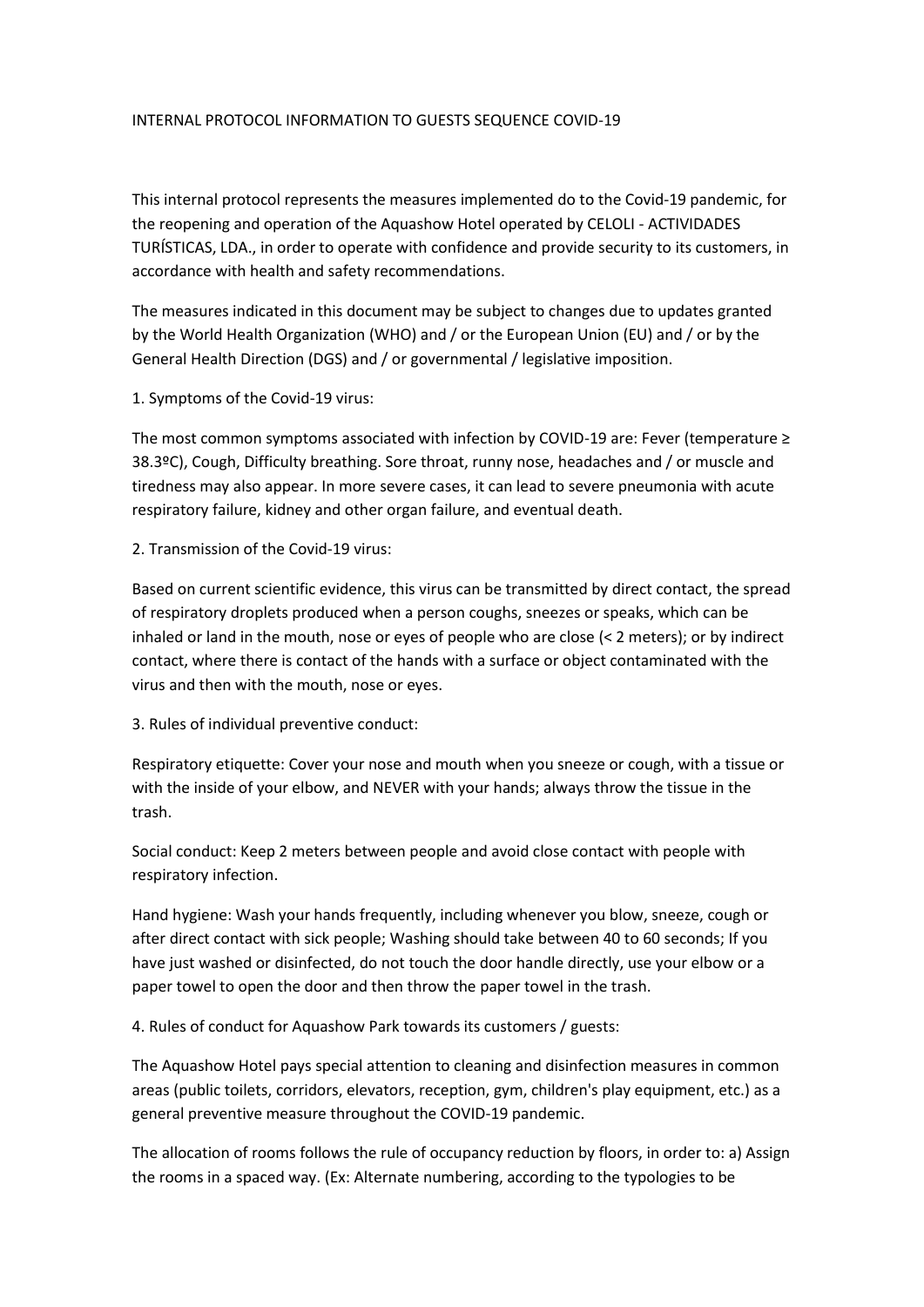# INTERNAL PROTOCOL INFORMATION TO GUESTS SEQUENCE COVID-19

This internal protocol represents the measures implemented do to the Covid-19 pandemic, for the reopening and operation of the Aquashow Hotel operated by CELOLI - ACTIVIDADES TURÍSTICAS, LDA., in order to operate with confidence and provide security to its customers, in accordance with health and safety recommendations.

The measures indicated in this document may be subject to changes due to updates granted by the World Health Organization (WHO) and / or the European Union (EU) and / or by the General Health Direction (DGS) and / or governmental / legislative imposition.

## 1. Symptoms of the Covid-19 virus:

The most common symptoms associated with infection by COVID-19 are: Fever (temperature ≥ 38.3ºC), Cough, Difficulty breathing. Sore throat, runny nose, headaches and / or muscle and tiredness may also appear. In more severe cases, it can lead to severe pneumonia with acute respiratory failure, kidney and other organ failure, and eventual death.

## 2. Transmission of the Covid-19 virus:

Based on current scientific evidence, this virus can be transmitted by direct contact, the spread of respiratory droplets produced when a person coughs, sneezes or speaks, which can be inhaled or land in the mouth, nose or eyes of people who are close (< 2 meters); or by indirect contact, where there is contact of the hands with a surface or object contaminated with the virus and then with the mouth, nose or eyes.

## 3. Rules of individual preventive conduct:

Respiratory etiquette: Cover your nose and mouth when you sneeze or cough, with a tissue or with the inside of your elbow, and NEVER with your hands; always throw the tissue in the trash.

Social conduct: Keep 2 meters between people and avoid close contact with people with respiratory infection.

Hand hygiene: Wash your hands frequently, including whenever you blow, sneeze, cough or after direct contact with sick people; Washing should take between 40 to 60 seconds; If you have just washed or disinfected, do not touch the door handle directly, use your elbow or a paper towel to open the door and then throw the paper towel in the trash.

## 4. Rules of conduct for Aquashow Park towards its customers / guests:

The Aquashow Hotel pays special attention to cleaning and disinfection measures in common areas (public toilets, corridors, elevators, reception, gym, children's play equipment, etc.) as a general preventive measure throughout the COVID-19 pandemic.

The allocation of rooms follows the rule of occupancy reduction by floors, in order to: a) Assign the rooms in a spaced way. (Ex: Alternate numbering, according to the typologies to be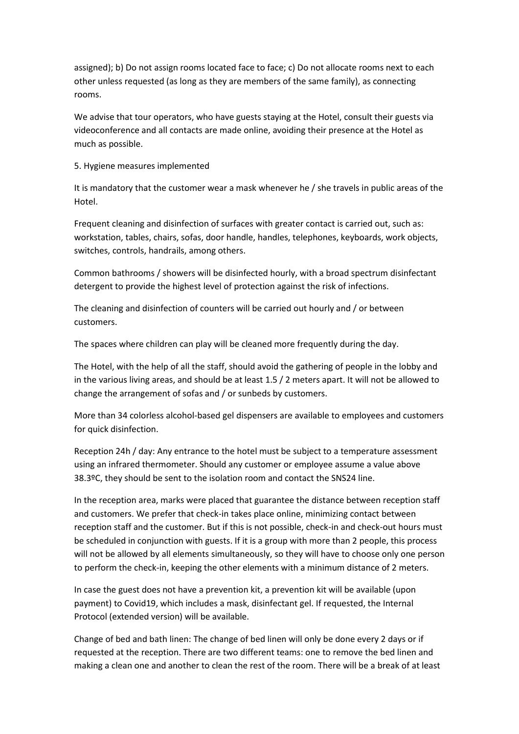assigned); b) Do not assign rooms located face to face; c) Do not allocate rooms next to each other unless requested (as long as they are members of the same family), as connecting rooms.

We advise that tour operators, who have guests staying at the Hotel, consult their guests via videoconference and all contacts are made online, avoiding their presence at the Hotel as much as possible.

5. Hygiene measures implemented

It is mandatory that the customer wear a mask whenever he / she travels in public areas of the Hotel.

Frequent cleaning and disinfection of surfaces with greater contact is carried out, such as: workstation, tables, chairs, sofas, door handle, handles, telephones, keyboards, work objects, switches, controls, handrails, among others.

Common bathrooms / showers will be disinfected hourly, with a broad spectrum disinfectant detergent to provide the highest level of protection against the risk of infections.

The cleaning and disinfection of counters will be carried out hourly and / or between customers.

The spaces where children can play will be cleaned more frequently during the day.

The Hotel, with the help of all the staff, should avoid the gathering of people in the lobby and in the various living areas, and should be at least 1.5 / 2 meters apart. It will not be allowed to change the arrangement of sofas and / or sunbeds by customers.

More than 34 colorless alcohol-based gel dispensers are available to employees and customers for quick disinfection.

Reception 24h / day: Any entrance to the hotel must be subject to a temperature assessment using an infrared thermometer. Should any customer or employee assume a value above 38.3ºC, they should be sent to the isolation room and contact the SNS24 line.

In the reception area, marks were placed that guarantee the distance between reception staff and customers. We prefer that check-in takes place online, minimizing contact between reception staff and the customer. But if this is not possible, check-in and check-out hours must be scheduled in conjunction with guests. If it is a group with more than 2 people, this process will not be allowed by all elements simultaneously, so they will have to choose only one person to perform the check-in, keeping the other elements with a minimum distance of 2 meters.

In case the guest does not have a prevention kit, a prevention kit will be available (upon payment) to Covid19, which includes a mask, disinfectant gel. If requested, the Internal Protocol (extended version) will be available.

Change of bed and bath linen: The change of bed linen will only be done every 2 days or if requested at the reception. There are two different teams: one to remove the bed linen and making a clean one and another to clean the rest of the room. There will be a break of at least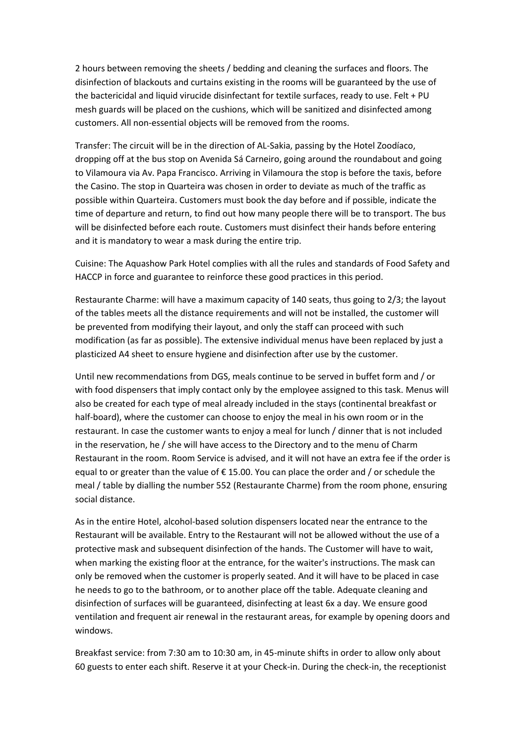2 hours between removing the sheets / bedding and cleaning the surfaces and floors. The disinfection of blackouts and curtains existing in the rooms will be guaranteed by the use of the bactericidal and liquid virucide disinfectant for textile surfaces, ready to use. Felt + PU mesh guards will be placed on the cushions, which will be sanitized and disinfected among customers. All non-essential objects will be removed from the rooms.

Transfer: The circuit will be in the direction of AL-Sakia, passing by the Hotel Zoodíaco, dropping off at the bus stop on Avenida Sá Carneiro, going around the roundabout and going to Vilamoura via Av. Papa Francisco. Arriving in Vilamoura the stop is before the taxis, before the Casino. The stop in Quarteira was chosen in order to deviate as much of the traffic as possible within Quarteira. Customers must book the day before and if possible, indicate the time of departure and return, to find out how many people there will be to transport. The bus will be disinfected before each route. Customers must disinfect their hands before entering and it is mandatory to wear a mask during the entire trip.

Cuisine: The Aquashow Park Hotel complies with all the rules and standards of Food Safety and HACCP in force and guarantee to reinforce these good practices in this period.

Restaurante Charme: will have a maximum capacity of 140 seats, thus going to 2/3; the layout of the tables meets all the distance requirements and will not be installed, the customer will be prevented from modifying their layout, and only the staff can proceed with such modification (as far as possible). The extensive individual menus have been replaced by just a plasticized A4 sheet to ensure hygiene and disinfection after use by the customer.

Until new recommendations from DGS, meals continue to be served in buffet form and / or with food dispensers that imply contact only by the employee assigned to this task. Menus will also be created for each type of meal already included in the stays (continental breakfast or half-board), where the customer can choose to enjoy the meal in his own room or in the restaurant. In case the customer wants to enjoy a meal for lunch / dinner that is not included in the reservation, he / she will have access to the Directory and to the menu of Charm Restaurant in the room. Room Service is advised, and it will not have an extra fee if the order is equal to or greater than the value of € 15.00. You can place the order and / or schedule the meal / table by dialling the number 552 (Restaurante Charme) from the room phone, ensuring social distance.

As in the entire Hotel, alcohol-based solution dispensers located near the entrance to the Restaurant will be available. Entry to the Restaurant will not be allowed without the use of a protective mask and subsequent disinfection of the hands. The Customer will have to wait, when marking the existing floor at the entrance, for the waiter's instructions. The mask can only be removed when the customer is properly seated. And it will have to be placed in case he needs to go to the bathroom, or to another place off the table. Adequate cleaning and disinfection of surfaces will be guaranteed, disinfecting at least 6x a day. We ensure good ventilation and frequent air renewal in the restaurant areas, for example by opening doors and windows.

Breakfast service: from 7:30 am to 10:30 am, in 45-minute shifts in order to allow only about 60 guests to enter each shift. Reserve it at your Check-in. During the check-in, the receptionist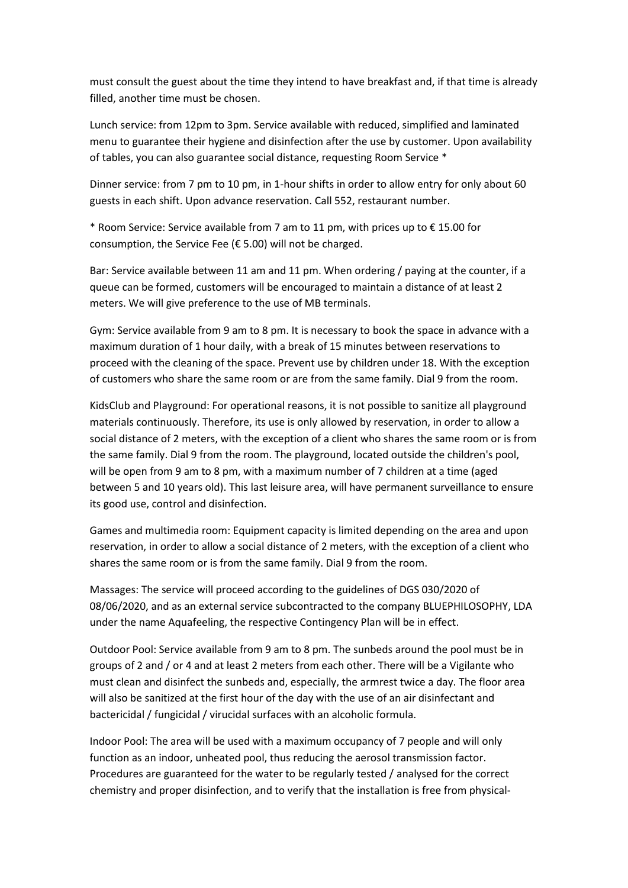must consult the guest about the time they intend to have breakfast and, if that time is already filled, another time must be chosen.

Lunch service: from 12pm to 3pm. Service available with reduced, simplified and laminated menu to guarantee their hygiene and disinfection after the use by customer. Upon availability of tables, you can also guarantee social distance, requesting Room Service *

Dinner service: from 7 pm to 10 pm, in 1-hour shifts in order to allow entry for only about 60 guests in each shift. Upon advance reservation. Call 552, restaurant number.

* Room Service: Service available from 7 am to 11 pm, with prices up to € 15.00 for consumption, the Service Fee (€ 5.00) will not be charged.

Bar: Service available between 11 am and 11 pm. When ordering / paying at the counter, if a queue can be formed, customers will be encouraged to maintain a distance of at least 2 meters. We will give preference to the use of MB terminals.

Gym: Service available from 9 am to 8 pm. It is necessary to book the space in advance with a maximum duration of 1 hour daily, with a break of 15 minutes between reservations to proceed with the cleaning of the space. Prevent use by children under 18. With the exception of customers who share the same room or are from the same family. Dial 9 from the room.

KidsClub and Playground: For operational reasons, it is not possible to sanitize all playground materials continuously. Therefore, its use is only allowed by reservation, in order to allow a social distance of 2 meters, with the exception of a client who shares the same room or is from the same family. Dial 9 from the room. The playground, located outside the children's pool, will be open from 9 am to 8 pm, with a maximum number of 7 children at a time (aged between 5 and 10 years old). This last leisure area, will have permanent surveillance to ensure its good use, control and disinfection.

Games and multimedia room: Equipment capacity is limited depending on the area and upon reservation, in order to allow a social distance of 2 meters, with the exception of a client who shares the same room or is from the same family. Dial 9 from the room.

Massages: The service will proceed according to the guidelines of DGS 030/2020 of 08/06/2020, and as an external service subcontracted to the company BLUEPHILOSOPHY, LDA under the name Aquafeeling, the respective Contingency Plan will be in effect.

Outdoor Pool: Service available from 9 am to 8 pm. The sunbeds around the pool must be in groups of 2 and / or 4 and at least 2 meters from each other. There will be a Vigilante who must clean and disinfect the sunbeds and, especially, the armrest twice a day. The floor area will also be sanitized at the first hour of the day with the use of an air disinfectant and bactericidal / fungicidal / virucidal surfaces with an alcoholic formula.

Indoor Pool: The area will be used with a maximum occupancy of 7 people and will only function as an indoor, unheated pool, thus reducing the aerosol transmission factor. Procedures are guaranteed for the water to be regularly tested / analysed for the correct chemistry and proper disinfection, and to verify that the installation is free from physical-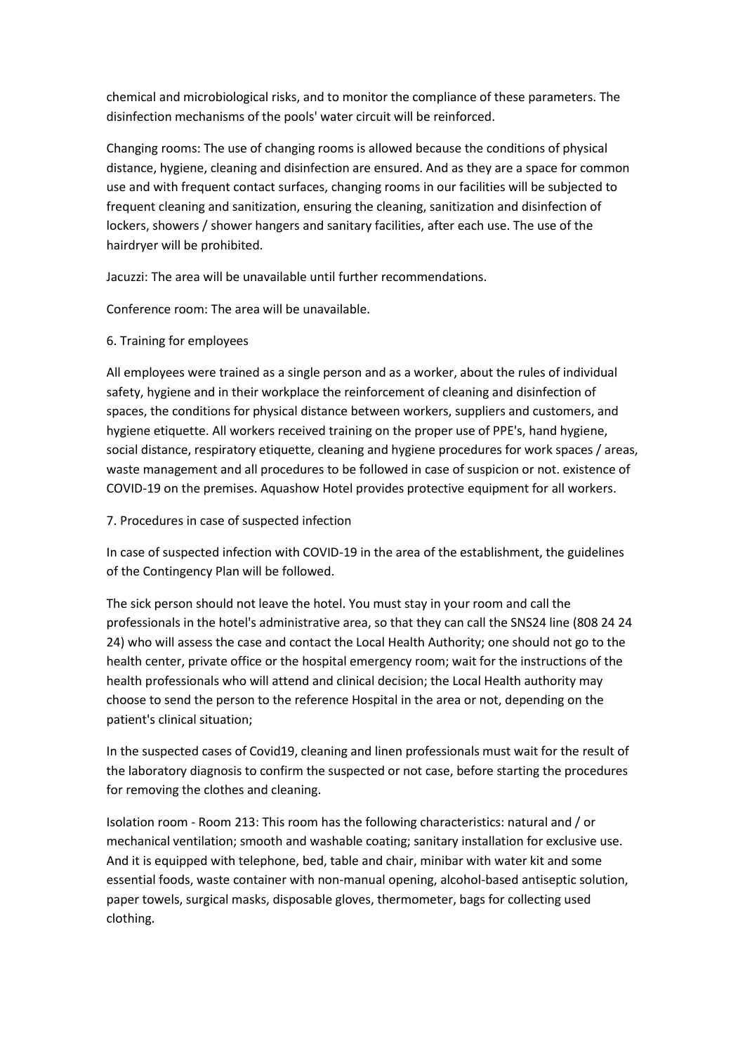chemical and microbiological risks, and to monitor the compliance of these parameters. The disinfection mechanisms of the pools' water circuit will be reinforced.

Changing rooms: The use of changing rooms is allowed because the conditions of physical distance, hygiene, cleaning and disinfection are ensured. And as they are a space for common use and with frequent contact surfaces, changing rooms in our facilities will be subjected to frequent cleaning and sanitization, ensuring the cleaning, sanitization and disinfection of lockers, showers / shower hangers and sanitary facilities, after each use. The use of the hairdryer will be prohibited.

Jacuzzi: The area will be unavailable until further recommendations.

Conference room: The area will be unavailable.

## 6. Training for employees

All employees were trained as a single person and as a worker, about the rules of individual safety, hygiene and in their workplace the reinforcement of cleaning and disinfection of spaces, the conditions for physical distance between workers, suppliers and customers, and hygiene etiquette. All workers received training on the proper use of PPE's, hand hygiene, social distance, respiratory etiquette, cleaning and hygiene procedures for work spaces / areas, waste management and all procedures to be followed in case of suspicion or not. existence of COVID-19 on the premises. Aquashow Hotel provides protective equipment for all workers.

## 7. Procedures in case of suspected infection

In case of suspected infection with COVID-19 in the area of the establishment, the guidelines of the Contingency Plan will be followed.

The sick person should not leave the hotel. You must stay in your room and call the professionals in the hotel's administrative area, so that they can call the SNS24 line (808 24 24 24) who will assess the case and contact the Local Health Authority; one should not go to the health center, private office or the hospital emergency room; wait for the instructions of the health professionals who will attend and clinical decision; the Local Health authority may choose to send the person to the reference Hospital in the area or not, depending on the patient's clinical situation;

In the suspected cases of Covid19, cleaning and linen professionals must wait for the result of the laboratory diagnosis to confirm the suspected or not case, before starting the procedures for removing the clothes and cleaning.

Isolation room - Room 213: This room has the following characteristics: natural and / or mechanical ventilation; smooth and washable coating; sanitary installation for exclusive use. And it is equipped with telephone, bed, table and chair, minibar with water kit and some essential foods, waste container with non-manual opening, alcohol-based antiseptic solution, paper towels, surgical masks, disposable gloves, thermometer, bags for collecting used clothing.